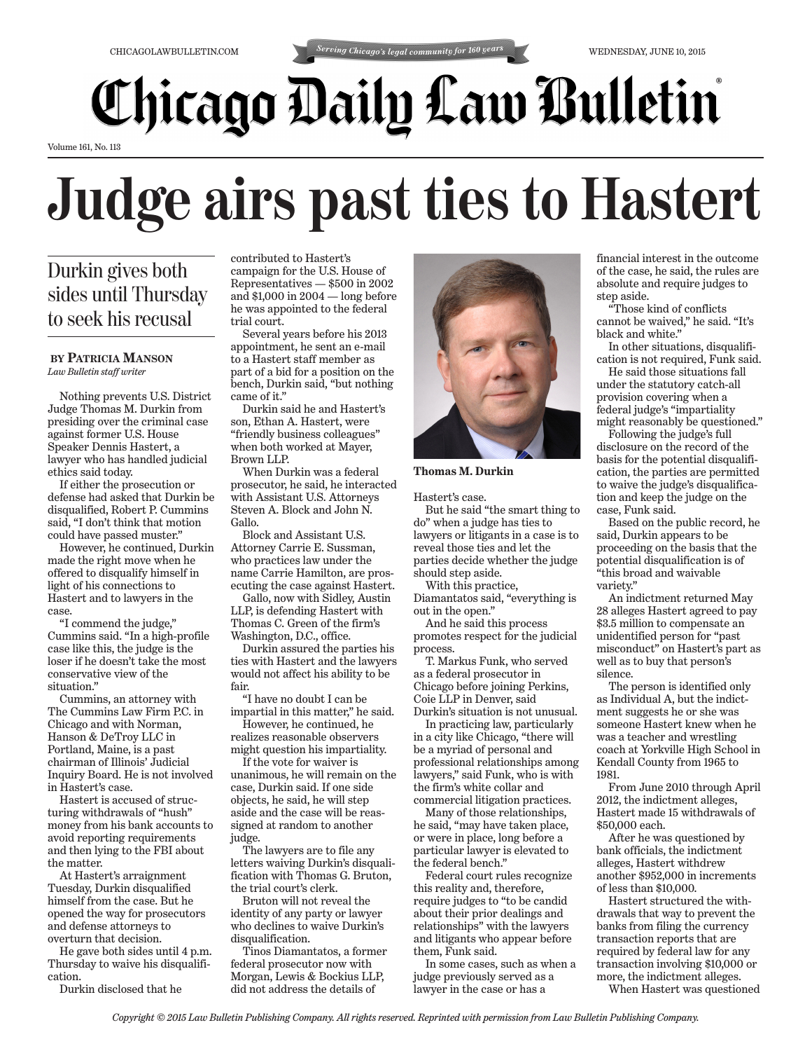# Chicago Daily Law Bulletin

Serving Chicago's legal community for 160 years

CHICAGOLAWBULLETIN.COM — WEDNESDAY, JUNE 10, 2015

Volume 161, No. 113

# Judge airs past ties to Hastert

## Durkin gives both sides until Thursday to seek his recusal

**BY PATRICIA MANSON**
*Law Bulletin staff writer*

Nothing prevents U.S. District Judge Thomas M. Durkin from presiding over the criminal case against former U.S. House Speaker Dennis Hastert, a lawyer who has handled judicial ethics said today.

If either the prosecution or defense had asked that Durkin be disqualified, Robert P. Cummins said, "I don't think that motion could have passed muster."

However, he continued, Durkin made the right move when he offered to disqualify himself in light of his connections to Hastert and to lawyers in the case.

"I commend the judge," Cummins said. "In a high-profile case like this, the judge is the loser if he doesn't take the most conservative view of the situation."

Cummins, an attorney with The Cummins Law Firm P.C. in Chicago and with Norman, Hanson & DeTroy LLC in Portland, Maine, is a past chairman of Illinois' Judicial Inquiry Board. He is not involved in Hastert's case.

Hastert is accused of structuring withdrawals of "hush" money from his bank accounts to avoid reporting requirements and then lying to the FBI about the matter.

At Hastert's arraignment Tuesday, Durkin disqualified himself from the case. But he opened the way for prosecutors and defense attorneys to overturn that decision.

He gave both sides until 4 p.m. Thursday to waive his disqualification.

Durkin disclosed that he contributed to Hastert's campaign for the U.S. House of Representatives — $500 in 2002 and $1,000 in 2004 — long before he was appointed to the federal trial court.

Several years before his 2013 appointment, he sent an e-mail to a Hastert staff member as part of a bid for a position on the bench, Durkin said, "but nothing came of it."

Durkin said he and Hastert's son, Ethan A. Hastert, were "friendly business colleagues" when both worked at Mayer, Brown LLP.

When Durkin was a federal prosecutor, he said, he interacted with Assistant U.S. Attorneys Steven A. Block and John N. Gallo.

Block and Assistant U.S. Attorney Carrie E. Sussman, who practices law under the name Carrie Hamilton, are prosecuting the case against Hastert.

Gallo, now with Sidley, Austin LLP, is defending Hastert with Thomas C. Green of the firm's Washington, D.C., office.

Durkin assured the parties his ties with Hastert and the lawyers would not affect his ability to be fair.

"I have no doubt I can be impartial in this matter," he said.

However, he continued, he realizes reasonable observers might question his impartiality.

If the vote for waiver is unanimous, he will remain on the case, Durkin said. If one side objects, he said, he will step aside and the case will be reassigned at random to another judge.

The lawyers are to file any letters waiving Durkin's disqualification with Thomas G. Bruton, the trial court's clerk.

Bruton will not reveal the identity of any party or lawyer who declines to waive Durkin's disqualification.

Tinos Diamantatos, a former federal prosecutor now with Morgan, Lewis & Bockius LLP, did not address the details of Hastert's case.

**Thomas M. Durkin**

But he said "the smart thing to do" when a judge has ties to lawyers or litigants in a case is to reveal those ties and let the parties decide whether the judge should step aside.

With this practice, Diamantatos said, "everything is out in the open."

And he said this process promotes respect for the judicial process.

T. Markus Funk, who served as a federal prosecutor in Chicago before joining Perkins, Coie LLP in Denver, said Durkin's situation is not unusual.

In practicing law, particularly in a city like Chicago, "there will be a myriad of personal and professional relationships among lawyers," said Funk, who is with the firm's white collar and commercial litigation practices.

Many of those relationships, he said, "may have taken place, or were in place, long before a particular lawyer is elevated to the federal bench."

Federal court rules recognize this reality and, therefore, require judges to "to be candid about their prior dealings and relationships" with the lawyers and litigants who appear before them, Funk said.

In some cases, such as when a judge previously served as a lawyer in the case or has a financial interest in the outcome of the case, he said, the rules are absolute and require judges to step aside.

"Those kind of conflicts cannot be waived," he said. "It's black and white."

In other situations, disqualification is not required, Funk said.

He said those situations fall under the statutory catch-all provision covering when a federal judge's "impartiality might reasonably be questioned."

Following the judge's full disclosure on the record of the basis for the potential disqualification, the parties are permitted to waive the judge's disqualification and keep the judge on the case, Funk said.

Based on the public record, he said, Durkin appears to be proceeding on the basis that the potential disqualification is of "this broad and waivable variety."

An indictment returned May 28 alleges Hastert agreed to pay $3.5 million to compensate an unidentified person for "past misconduct" on Hastert's part as well as to buy that person's silence.

The person is identified only as Individual A, but the indictment suggests he or she was someone Hastert knew when he was a teacher and wrestling coach at Yorkville High School in Kendall County from 1965 to 1981.

From June 2010 through April 2012, the indictment alleges, Hastert made 15 withdrawals of $50,000 each.

After he was questioned by bank officials, the indictment alleges, Hastert withdrew another $952,000 in increments of less than $10,000.

Hastert structured the withdrawals that way to prevent the banks from filing the currency transaction reports that are required by federal law for any transaction involving $10,000 or more, the indictment alleges.

When Hastert was questioned

*Copyright © 2015 Law Bulletin Publishing Company. All rights reserved. Reprinted with permission from Law Bulletin Publishing Company.*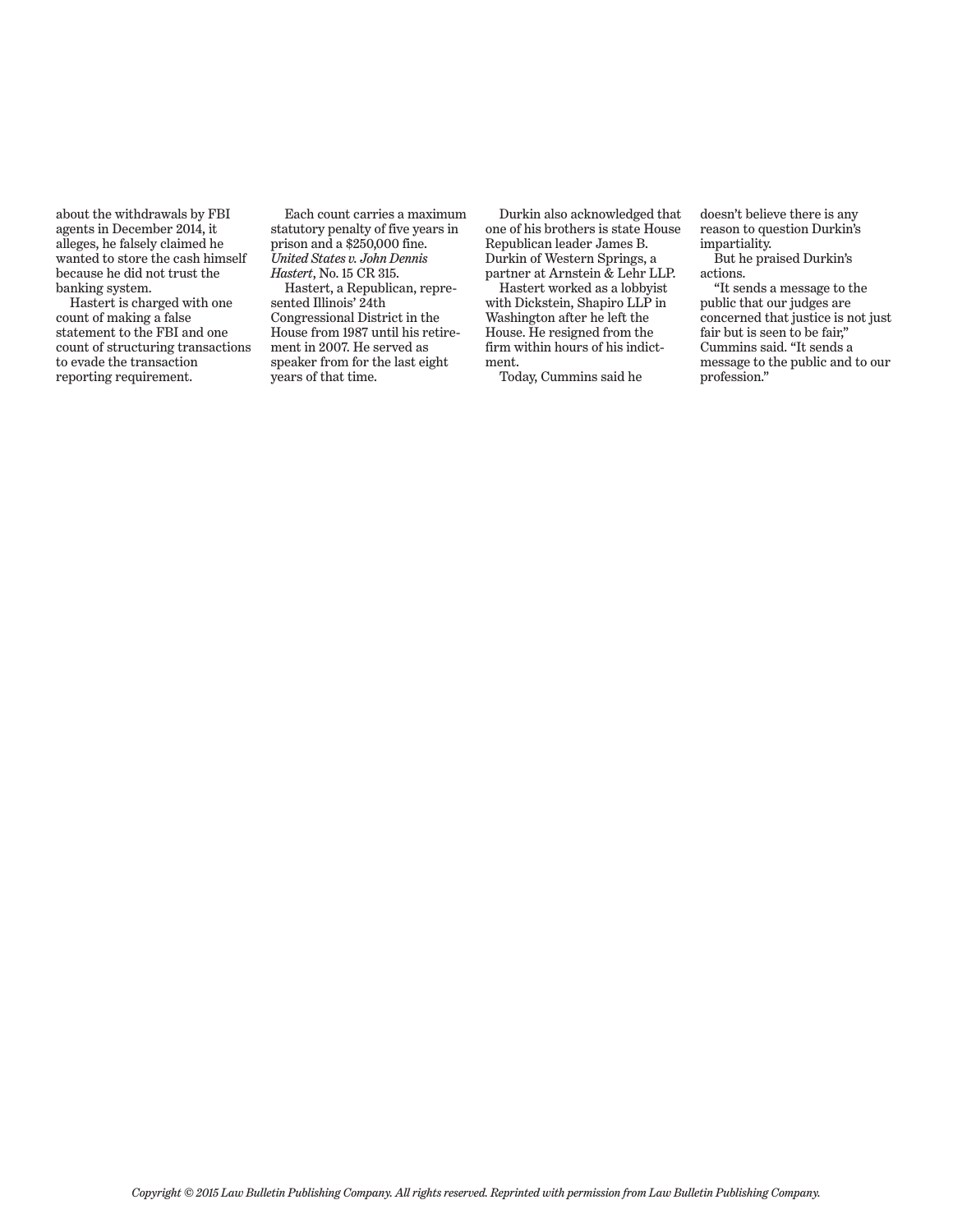about the withdrawals by FBI agents in December 2014, it alleges, he falsely claimed he wanted to store the cash himself because he did not trust the banking system.

Hastert is charged with one count of making a false statement to the FBI and one count of structuring transactions to evade the transaction reporting requirement.

Each count carries a maximum statutory penalty of five years in prison and a $250,000 fine. *United States v. John Dennis Hastert*, No. 15 CR 315.

Hastert, a Republican, represented Illinois' 24th Congressional District in the House from 1987 until his retirement in 2007. He served as speaker from for the last eight years of that time.

Durkin also acknowledged that one of his brothers is state House Republican leader James B. Durkin of Western Springs, a partner at Arnstein & Lehr LLP.

Hastert worked as a lobbyist with Dickstein, Shapiro LLP in Washington after he left the House. He resigned from the firm within hours of his indictment.

Today, Cummins said he doesn't believe there is any reason to question Durkin's impartiality.

But he praised Durkin's actions.

"It sends a message to the public that our judges are concerned that justice is not just fair but is seen to be fair," Cummins said. "It sends a message to the public and to our profession."

*Copyright © 2015 Law Bulletin Publishing Company. All rights reserved. Reprinted with permission from Law Bulletin Publishing Company.*